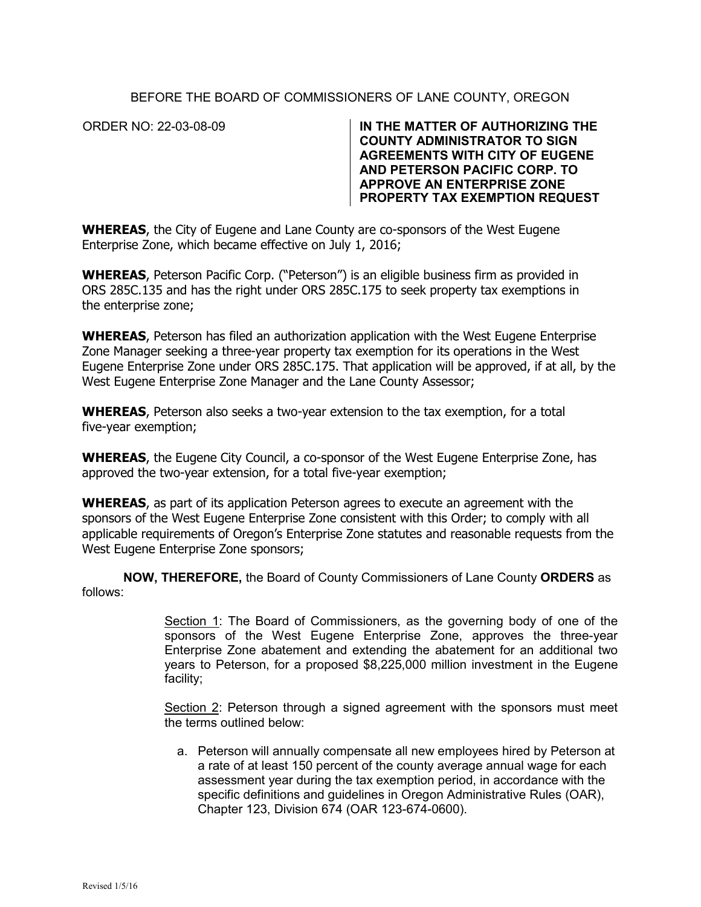BEFORE THE BOARD OF COMMISSIONERS OF LANE COUNTY, OREGON

ORDER NO: 22-03-08-09

**IN THE MATTER OF AUTHORIZING THE COUNTY ADMINISTRATOR TO SIGN AGREEMENTS WITH CITY OF EUGENE AND PETERSON PACIFIC CORP. TO APPROVE AN ENTERPRISE ZONE PROPERTY TAX EXEMPTION REQUEST**

**WHEREAS**, the City of Eugene and Lane County are co-sponsors of the West Eugene Enterprise Zone, which became effective on July 1, 2016;

**WHEREAS**, Peterson Pacific Corp. ("Peterson") is an eligible business firm as provided in ORS 285C.135 and has the right under ORS 285C.175 to seek property tax exemptions in the enterprise zone;

**WHEREAS**, Peterson has filed an authorization application with the West Eugene Enterprise Zone Manager seeking a three-year property tax exemption for its operations in the West Eugene Enterprise Zone under ORS 285C.175. That application will be approved, if at all, by the West Eugene Enterprise Zone Manager and the Lane County Assessor;

**WHEREAS**, Peterson also seeks a two-year extension to the tax exemption, for a total five-year exemption;

**WHEREAS**, the Eugene City Council, a co-sponsor of the West Eugene Enterprise Zone, has approved the two-year extension, for a total five-year exemption;

**WHEREAS**, as part of its application Peterson agrees to execute an agreement with the sponsors of the West Eugene Enterprise Zone consistent with this Order; to comply with all applicable requirements of Oregon's Enterprise Zone statutes and reasonable requests from the West Eugene Enterprise Zone sponsors;

**NOW, THEREFORE,** the Board of County Commissioners of Lane County **ORDERS** as follows:

Section 1: The Board of Commissioners, as the governing body of one of the sponsors of the West Eugene Enterprise Zone, approves the three-year Enterprise Zone abatement and extending the abatement for an additional two years to Peterson, for a proposed $8,225,000 million investment in the Eugene facility;

Section 2: Peterson through a signed agreement with the sponsors must meet the terms outlined below:

a. Peterson will annually compensate all new employees hired by Peterson at a rate of at least 150 percent of the county average annual wage for each assessment year during the tax exemption period, in accordance with the specific definitions and guidelines in Oregon Administrative Rules (OAR), Chapter 123, Division 674 (OAR 123-674-0600).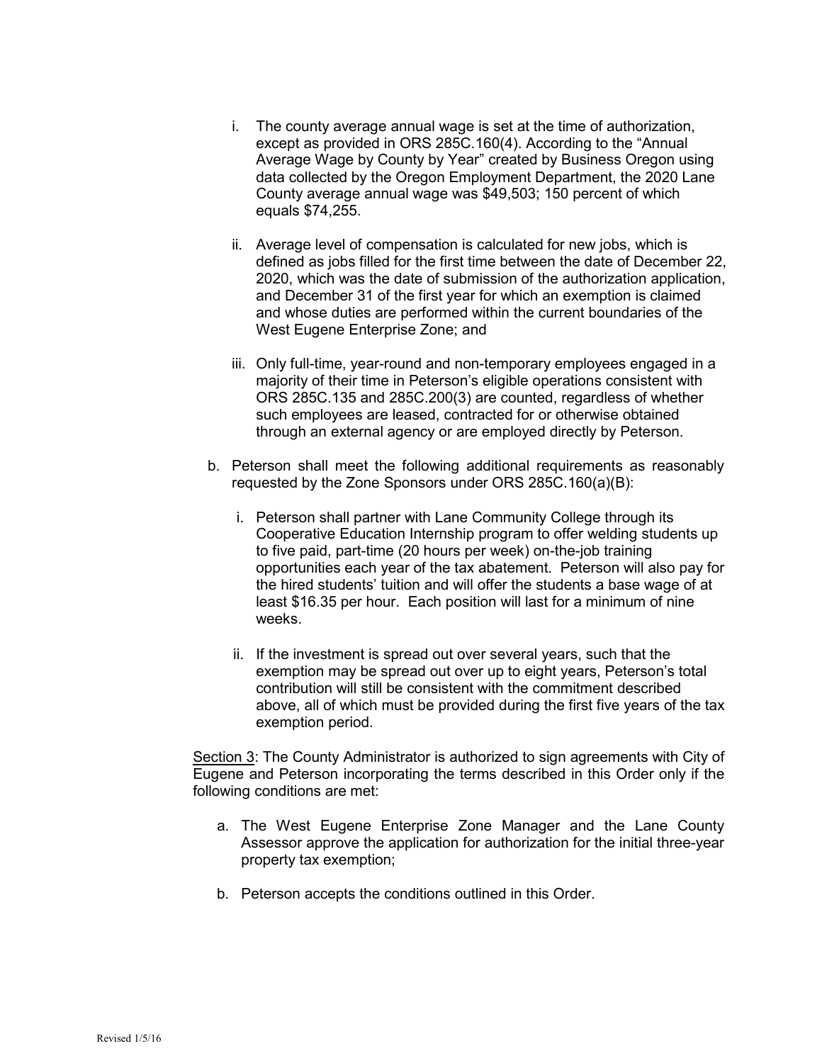i. The county average annual wage is set at the time of authorization, except as provided in ORS 285C.160(4). According to the "Annual Average Wage by County by Year" created by Business Oregon using data collected by the Oregon Employment Department, the 2020 Lane County average annual wage was $49,503; 150 percent of which equals $74,255.

ii. Average level of compensation is calculated for new jobs, which is defined as jobs filled for the first time between the date of December 22, 2020, which was the date of submission of the authorization application, and December 31 of the first year for which an exemption is claimed and whose duties are performed within the current boundaries of the West Eugene Enterprise Zone; and

iii. Only full-time, year-round and non-temporary employees engaged in a majority of their time in Peterson's eligible operations consistent with ORS 285C.135 and 285C.200(3) are counted, regardless of whether such employees are leased, contracted for or otherwise obtained through an external agency or are employed directly by Peterson.

b. Peterson shall meet the following additional requirements as reasonably requested by the Zone Sponsors under ORS 285C.160(a)(B):

i. Peterson shall partner with Lane Community College through its Cooperative Education Internship program to offer welding students up to five paid, part-time (20 hours per week) on-the-job training opportunities each year of the tax abatement. Peterson will also pay for the hired students' tuition and will offer the students a base wage of at least $16.35 per hour. Each position will last for a minimum of nine weeks.

ii. If the investment is spread out over several years, such that the exemption may be spread out over up to eight years, Peterson's total contribution will still be consistent with the commitment described above, all of which must be provided during the first five years of the tax exemption period.

Section 3: The County Administrator is authorized to sign agreements with City of Eugene and Peterson incorporating the terms described in this Order only if the following conditions are met:

a. The West Eugene Enterprise Zone Manager and the Lane County Assessor approve the application for authorization for the initial three-year property tax exemption;

b. Peterson accepts the conditions outlined in this Order.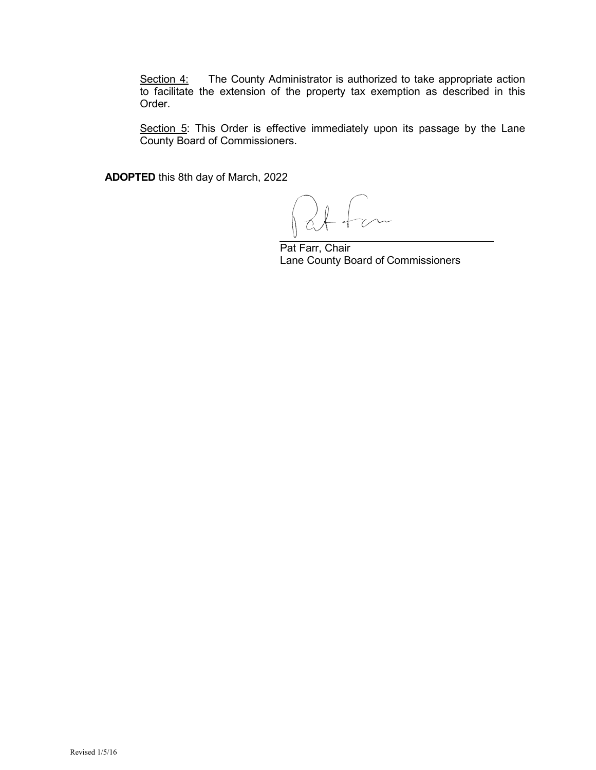Section 4: The County Administrator is authorized to take appropriate action to facilitate the extension of the property tax exemption as described in this Order.

Section 5: This Order is effective immediately upon its passage by the Lane County Board of Commissioners.

**ADOPTED** this 8th day of March, 2022

Pat Farr, Chair
Lane County Board of Commissioners

Revised 1/5/16